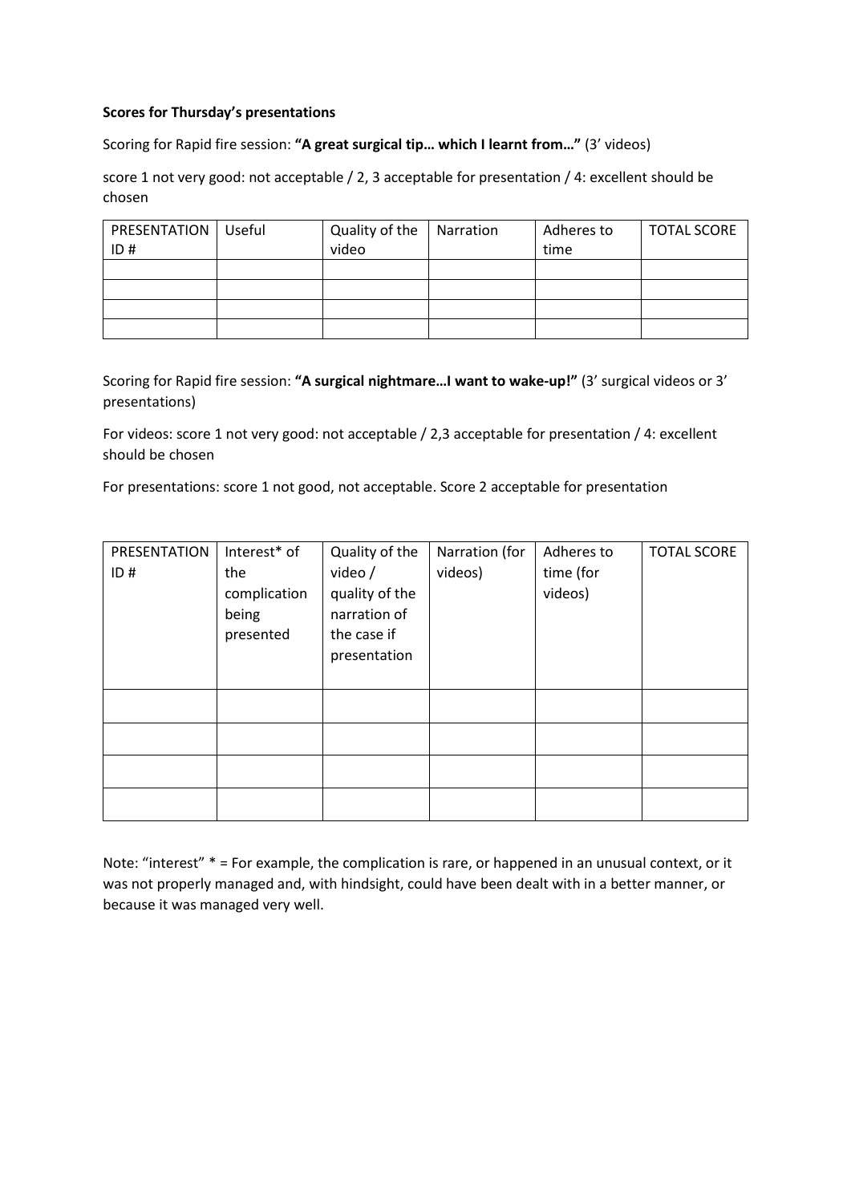**Scores for Thursday's presentations**

Scoring for Rapid fire session: **"A great surgical tip… which I learnt from…"** (3' videos)

score 1 not very good: not acceptable / 2, 3 acceptable for presentation / 4: excellent should be chosen

| PRESENTATION ID # | Useful | Quality of the video | Narration | Adheres to time | TOTAL SCORE |
|---|---|---|---|---|---|
| | | | | | |
| | | | | | |
| | | | | | |
| | | | | | |

Scoring for Rapid fire session: **"A surgical nightmare…I want to wake-up!"** (3' surgical videos or 3' presentations)

For videos: score 1 not very good: not acceptable / 2,3 acceptable for presentation / 4: excellent should be chosen

For presentations: score 1 not good, not acceptable. Score 2 acceptable for presentation

| PRESENTATION ID # | Interest* of the complication being presented | Quality of the video / quality of the narration of the case if presentation | Narration (for videos) | Adheres to time (for videos) | TOTAL SCORE |
|---|---|---|---|---|---|
| | | | | | |
| | | | | | |
| | | | | | |
| | | | | | |

Note: "interest" * = For example, the complication is rare, or happened in an unusual context, or it was not properly managed and, with hindsight, could have been dealt with in a better manner, or because it was managed very well.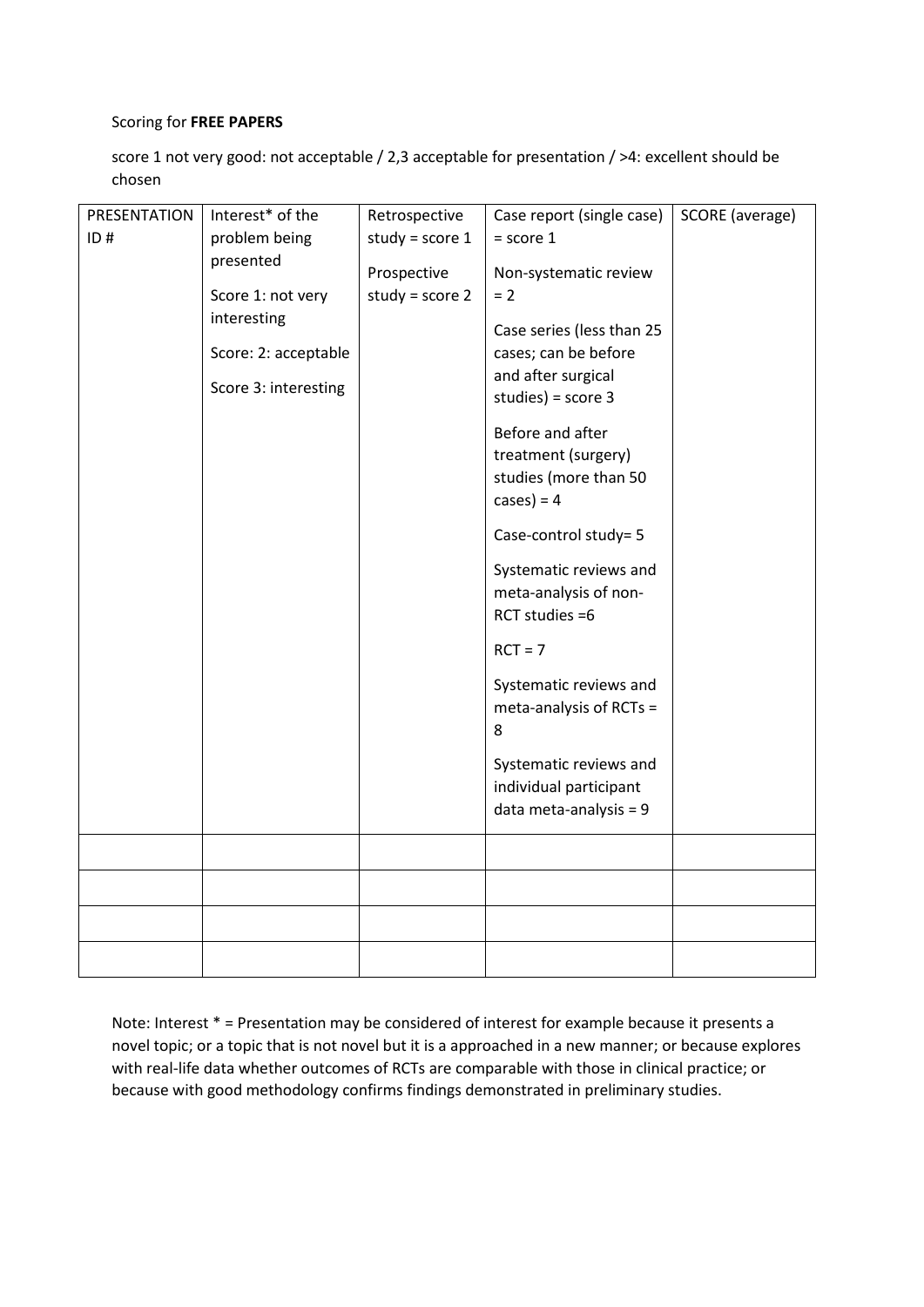Scoring for **FREE PAPERS**

score 1 not very good: not acceptable / 2,3 acceptable for presentation / >4: excellent should be chosen

| PRESENTATION ID # | Interest* of the problem being presented<br><br>Score 1: not very interesting<br><br>Score: 2: acceptable<br><br>Score 3: interesting | Retrospective study = score 1<br><br>Prospective study = score 2 | Case report (single case) = score 1<br><br>Non-systematic review = 2<br><br>Case series (less than 25 cases; can be before and after surgical studies) = score 3<br><br>Before and after treatment (surgery) studies (more than 50 cases) = 4<br><br>Case-control study= 5<br><br>Systematic reviews and meta-analysis of non-RCT studies =6<br><br>RCT = 7<br><br>Systematic reviews and meta-analysis of RCTs = 8<br><br>Systematic reviews and individual participant data meta-analysis = 9 | SCORE (average) |
|---|---|---|---|---|
| | | | | |
| | | | | |
| | | | | |
| | | | | |

Note: Interest * = Presentation may be considered of interest for example because it presents a novel topic; or a topic that is not novel but it is a approached in a new manner; or because explores with real-life data whether outcomes of RCTs are comparable with those in clinical practice; or because with good methodology confirms findings demonstrated in preliminary studies.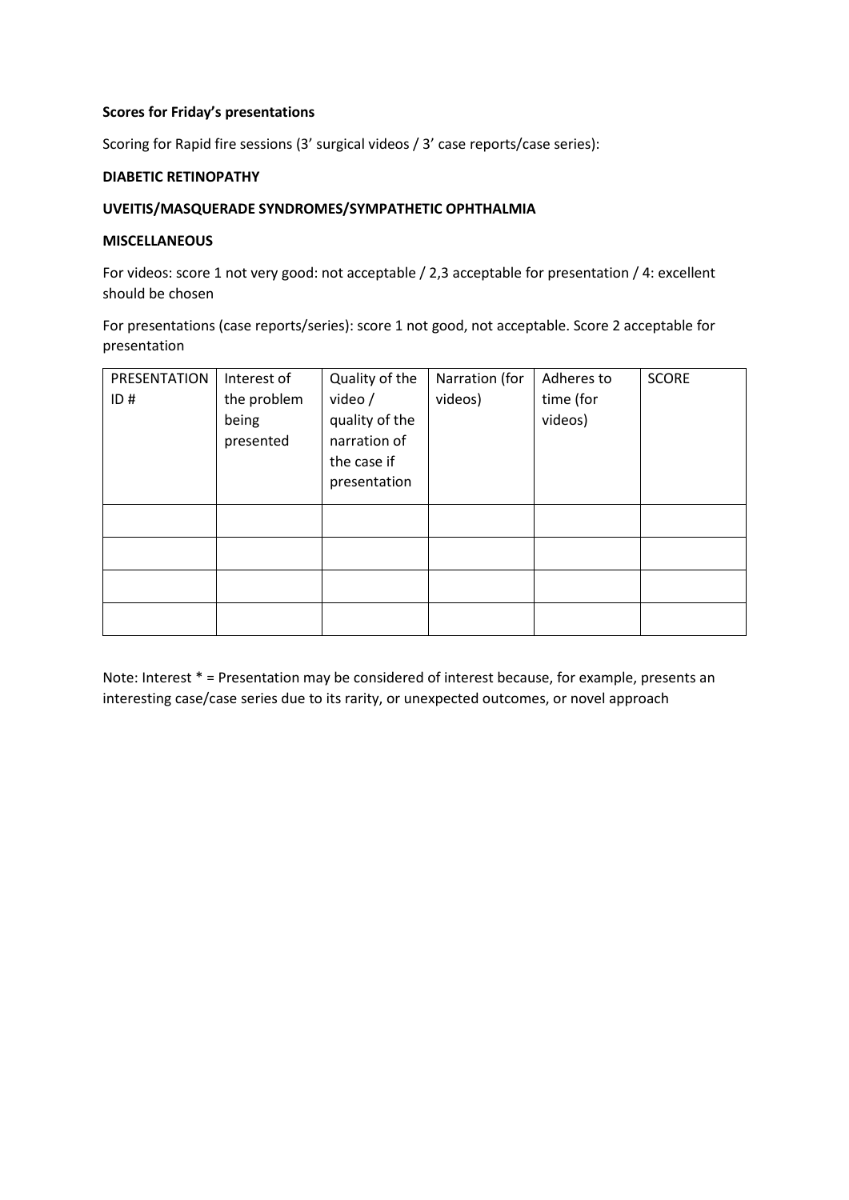**Scores for Friday's presentations**

Scoring for Rapid fire sessions (3' surgical videos / 3' case reports/case series):

**DIABETIC RETINOPATHY**

**UVEITIS/MASQUERADE SYNDROMES/SYMPATHETIC OPHTHALMIA**

**MISCELLANEOUS**

For videos: score 1 not very good: not acceptable / 2,3 acceptable for presentation / 4: excellent should be chosen

For presentations (case reports/series): score 1 not good, not acceptable. Score 2 acceptable for presentation

| PRESENTATION ID # | Interest of the problem being presented | Quality of the video / quality of the narration of the case if presentation | Narration (for videos) | Adheres to time (for videos) | SCORE |
|---|---|---|---|---|---|
| | | | | | |
| | | | | | |
| | | | | | |
| | | | | | |

Note: Interest * = Presentation may be considered of interest because, for example, presents an interesting case/case series due to its rarity, or unexpected outcomes, or novel approach